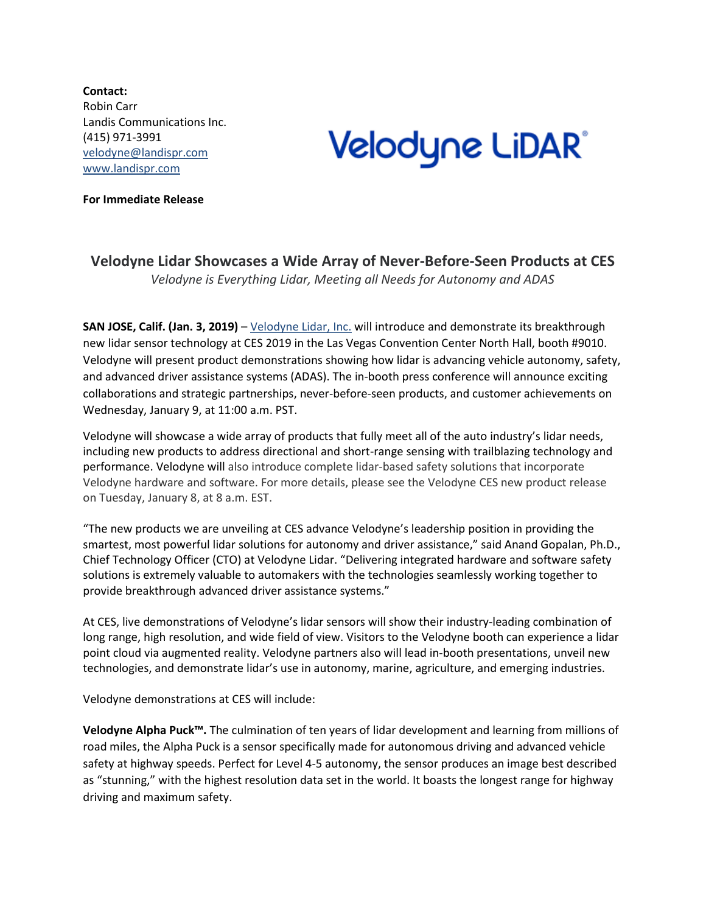**Contact:**
Robin Carr
Landis Communications Inc.
(415) 971-3991
velodyne@landispr.com
www.landispr.com

**For Immediate Release**

## Velodyne Lidar Showcases a Wide Array of Never-Before-Seen Products at CES

*Velodyne is Everything Lidar, Meeting all Needs for Autonomy and ADAS*

**SAN JOSE, Calif. (Jan. 3, 2019)** – Velodyne Lidar, Inc. will introduce and demonstrate its breakthrough new lidar sensor technology at CES 2019 in the Las Vegas Convention Center North Hall, booth #9010. Velodyne will present product demonstrations showing how lidar is advancing vehicle autonomy, safety, and advanced driver assistance systems (ADAS). The in-booth press conference will announce exciting collaborations and strategic partnerships, never-before-seen products, and customer achievements on Wednesday, January 9, at 11:00 a.m. PST.

Velodyne will showcase a wide array of products that fully meet all of the auto industry's lidar needs, including new products to address directional and short-range sensing with trailblazing technology and performance. Velodyne will also introduce complete lidar-based safety solutions that incorporate Velodyne hardware and software. For more details, please see the Velodyne CES new product release on Tuesday, January 8, at 8 a.m. EST.

"The new products we are unveiling at CES advance Velodyne's leadership position in providing the smartest, most powerful lidar solutions for autonomy and driver assistance," said Anand Gopalan, Ph.D., Chief Technology Officer (CTO) at Velodyne Lidar. "Delivering integrated hardware and software safety solutions is extremely valuable to automakers with the technologies seamlessly working together to provide breakthrough advanced driver assistance systems."

At CES, live demonstrations of Velodyne's lidar sensors will show their industry-leading combination of long range, high resolution, and wide field of view. Visitors to the Velodyne booth can experience a lidar point cloud via augmented reality. Velodyne partners also will lead in-booth presentations, unveil new technologies, and demonstrate lidar's use in autonomy, marine, agriculture, and emerging industries.

Velodyne demonstrations at CES will include:

**Velodyne Alpha Puck™.** The culmination of ten years of lidar development and learning from millions of road miles, the Alpha Puck is a sensor specifically made for autonomous driving and advanced vehicle safety at highway speeds. Perfect for Level 4-5 autonomy, the sensor produces an image best described as "stunning," with the highest resolution data set in the world. It boasts the longest range for highway driving and maximum safety.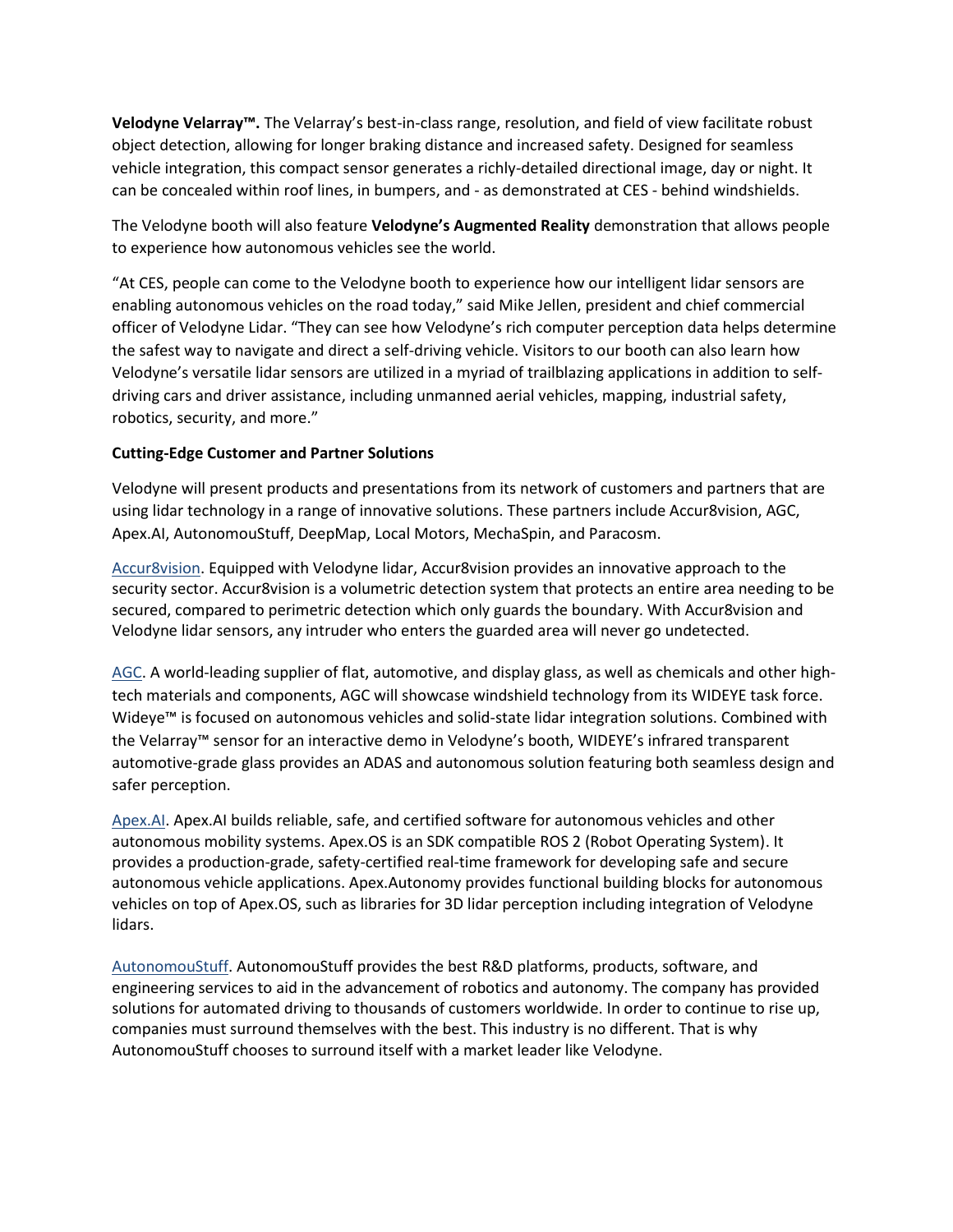**Velodyne Velarray™.** The Velarray's best-in-class range, resolution, and field of view facilitate robust object detection, allowing for longer braking distance and increased safety. Designed for seamless vehicle integration, this compact sensor generates a richly-detailed directional image, day or night. It can be concealed within roof lines, in bumpers, and - as demonstrated at CES - behind windshields.

The Velodyne booth will also feature **Velodyne's Augmented Reality** demonstration that allows people to experience how autonomous vehicles see the world.

"At CES, people can come to the Velodyne booth to experience how our intelligent lidar sensors are enabling autonomous vehicles on the road today," said Mike Jellen, president and chief commercial officer of Velodyne Lidar. "They can see how Velodyne's rich computer perception data helps determine the safest way to navigate and direct a self-driving vehicle. Visitors to our booth can also learn how Velodyne's versatile lidar sensors are utilized in a myriad of trailblazing applications in addition to self-driving cars and driver assistance, including unmanned aerial vehicles, mapping, industrial safety, robotics, security, and more."

**Cutting-Edge Customer and Partner Solutions**

Velodyne will present products and presentations from its network of customers and partners that are using lidar technology in a range of innovative solutions. These partners include Accur8vision, AGC, Apex.AI, AutonomouStuff, DeepMap, Local Motors, MechaSpin, and Paracosm.

Accur8vision. Equipped with Velodyne lidar, Accur8vision provides an innovative approach to the security sector. Accur8vision is a volumetric detection system that protects an entire area needing to be secured, compared to perimetric detection which only guards the boundary. With Accur8vision and Velodyne lidar sensors, any intruder who enters the guarded area will never go undetected.

AGC. A world-leading supplier of flat, automotive, and display glass, as well as chemicals and other high-tech materials and components, AGC will showcase windshield technology from its WIDEYE task force. Wideye™ is focused on autonomous vehicles and solid-state lidar integration solutions. Combined with the Velarray™ sensor for an interactive demo in Velodyne's booth, WIDEYE's infrared transparent automotive-grade glass provides an ADAS and autonomous solution featuring both seamless design and safer perception.

Apex.AI. Apex.AI builds reliable, safe, and certified software for autonomous vehicles and other autonomous mobility systems. Apex.OS is an SDK compatible ROS 2 (Robot Operating System). It provides a production-grade, safety-certified real-time framework for developing safe and secure autonomous vehicle applications. Apex.Autonomy provides functional building blocks for autonomous vehicles on top of Apex.OS, such as libraries for 3D lidar perception including integration of Velodyne lidars.

AutonomouStuff. AutonomouStuff provides the best R&D platforms, products, software, and engineering services to aid in the advancement of robotics and autonomy. The company has provided solutions for automated driving to thousands of customers worldwide. In order to continue to rise up, companies must surround themselves with the best. This industry is no different. That is why AutonomouStuff chooses to surround itself with a market leader like Velodyne.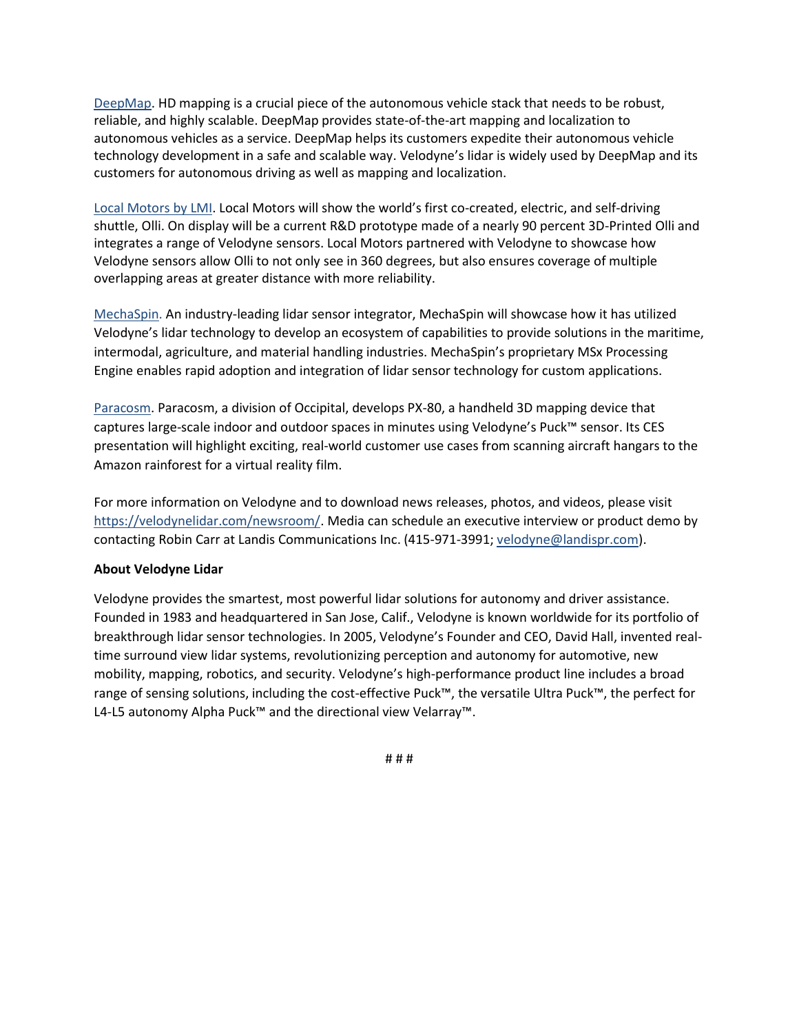DeepMap. HD mapping is a crucial piece of the autonomous vehicle stack that needs to be robust, reliable, and highly scalable. DeepMap provides state-of-the-art mapping and localization to autonomous vehicles as a service. DeepMap helps its customers expedite their autonomous vehicle technology development in a safe and scalable way. Velodyne's lidar is widely used by DeepMap and its customers for autonomous driving as well as mapping and localization.

Local Motors by LMI. Local Motors will show the world's first co-created, electric, and self-driving shuttle, Olli. On display will be a current R&D prototype made of a nearly 90 percent 3D-Printed Olli and integrates a range of Velodyne sensors. Local Motors partnered with Velodyne to showcase how Velodyne sensors allow Olli to not only see in 360 degrees, but also ensures coverage of multiple overlapping areas at greater distance with more reliability.

MechaSpin. An industry-leading lidar sensor integrator, MechaSpin will showcase how it has utilized Velodyne's lidar technology to develop an ecosystem of capabilities to provide solutions in the maritime, intermodal, agriculture, and material handling industries. MechaSpin's proprietary MSx Processing Engine enables rapid adoption and integration of lidar sensor technology for custom applications.

Paracosm. Paracosm, a division of Occipital, develops PX-80, a handheld 3D mapping device that captures large-scale indoor and outdoor spaces in minutes using Velodyne's Puck™ sensor. Its CES presentation will highlight exciting, real-world customer use cases from scanning aircraft hangars to the Amazon rainforest for a virtual reality film.

For more information on Velodyne and to download news releases, photos, and videos, please visit https://velodynelidar.com/newsroom/. Media can schedule an executive interview or product demo by contacting Robin Carr at Landis Communications Inc. (415-971-3991; velodyne@landispr.com).

**About Velodyne Lidar**

Velodyne provides the smartest, most powerful lidar solutions for autonomy and driver assistance. Founded in 1983 and headquartered in San Jose, Calif., Velodyne is known worldwide for its portfolio of breakthrough lidar sensor technologies. In 2005, Velodyne's Founder and CEO, David Hall, invented real-time surround view lidar systems, revolutionizing perception and autonomy for automotive, new mobility, mapping, robotics, and security. Velodyne's high-performance product line includes a broad range of sensing solutions, including the cost-effective Puck™, the versatile Ultra Puck™, the perfect for L4-L5 autonomy Alpha Puck™ and the directional view Velarray™.

# # #